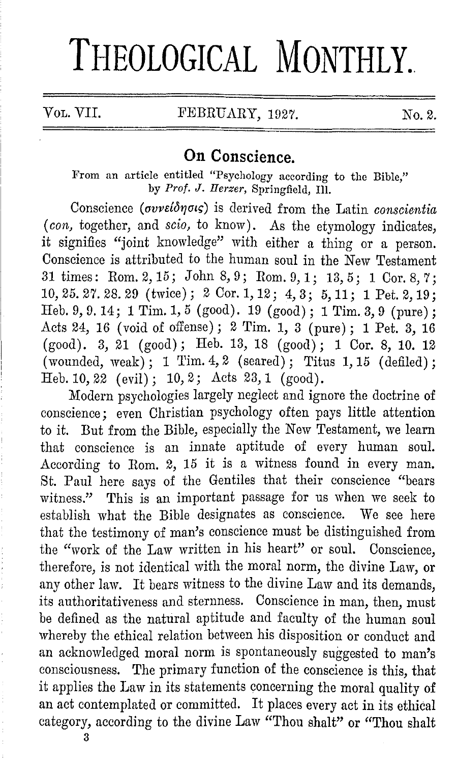# THEOLOGICAL MONTHLY.

VOL. VII. FEBRUARY, 1927. No. 2.

## On Conscience.

From an article entitled "Psychology according to the Bible," by *Prof. J. Herzer*, Springfield, Ill.

Conscience (*συνείδησις*) is derived from the Latin *conscientia* (*con*, together, and *scio*, to know). As the etymology indicates, it signifies "joint knowledge" with either a thing or a person. Conscience is attributed to the human soul in the New Testament 31 times: Rom. 2, 15; John 8, 9; Rom. 9, 1; 13, 5; 1 Cor. 8, 7; 10, 25. 27. 28. 29 (twice); 2 Cor. 1, 12; 4, 3; 5, 11; 1 Pet. 2, 19; Heb. 9, 9. 14; 1 Tim. 1, 5 (good). 19 (good); 1 Tim. 3, 9 (pure); Acts 24, 16 (void of offense); 2 Tim. 1, 3 (pure); 1 Pet. 3, 16 (good). 3, 21 (good); Heb. 13, 18 (good); 1 Cor. 8, 10. 12 (wounded, weak); 1 Tim. 4, 2 (seared); Titus 1, 15 (defiled); Heb. 10, 22 (evil); 10, 2; Acts 23, 1 (good).

Modern psychologies largely neglect and ignore the doctrine of conscience; even Christian psychology often pays little attention to it. But from the Bible, especially the New Testament, we learn that conscience is an innate aptitude of every human soul. According to Rom. 2, 15 it is a witness found in every man. St. Paul here says of the Gentiles that their conscience "bears witness." This is an important passage for us when we seek to establish what the Bible designates as conscience. We see here that the testimony of man's conscience must be distinguished from the "work of the Law written in his heart" or soul. Conscience, therefore, is not identical with the moral norm, the divine Law, or any other law. It bears witness to the divine Law and its demands, its authoritativeness and sternness. Conscience in man, then, must be defined as the natural aptitude and faculty of the human soul whereby the ethical relation between his disposition or conduct and an acknowledged moral norm is spontaneously suggested to man's consciousness. The primary function of the conscience is this, that it applies the Law in its statements concerning the moral quality of an act contemplated or committed. It places every act in its ethical category, according to the divine Law "Thou shalt" or "Thou shalt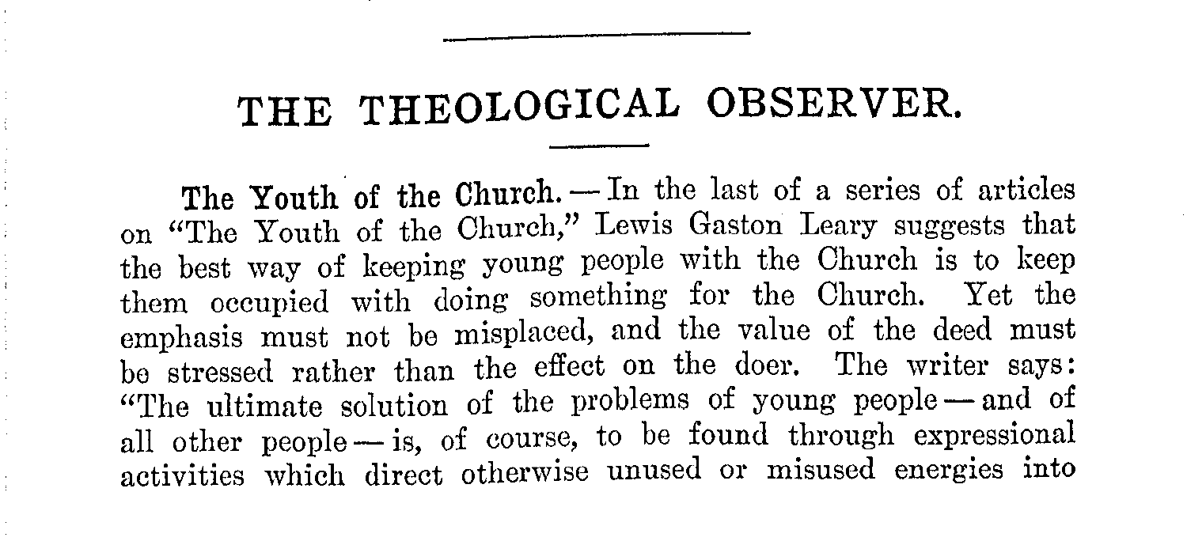# THE THEOLOGICAL OBSERVER.

**The Youth of the Church.** — In the last of a series of articles on "The Youth of the Church," Lewis Gaston Leary suggests that the best way of keeping young people with the Church is to keep them occupied with doing something for the Church. Yet the emphasis must not be misplaced, and the value of the deed must be stressed rather than the effect on the doer. The writer says: "The ultimate solution of the problems of young people — and of all other people — is, of course, to be found through expressional activities which direct otherwise unused or misused energies into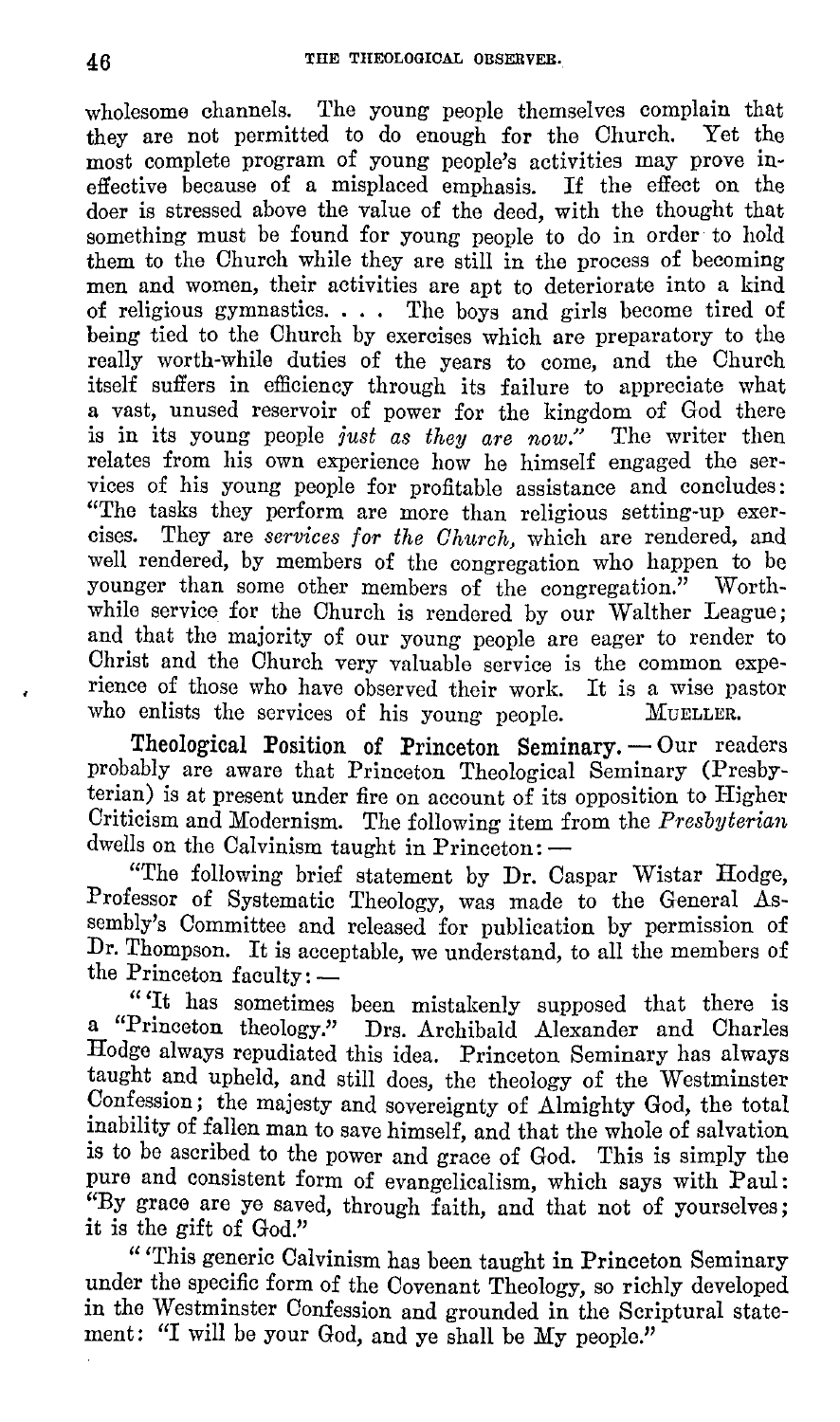wholesome channels. The young people themselves complain that they are not permitted to do enough for the Church. Yet the most complete program of young people's activities may prove ineffective because of a misplaced emphasis. If the effect on the doer is stressed above the value of the deed, with the thought that something must be found for young people to do in order to hold them to the Church while they are still in the process of becoming men and women, their activities are apt to deteriorate into a kind of religious gymnastics. . . . The boys and girls become tired of being tied to the Church by exercises which are preparatory to the really worth-while duties of the years to come, and the Church itself suffers in efficiency through its failure to appreciate what a vast, unused reservoir of power for the kingdom of God there is in its young people *just as they are now*." The writer then relates from his own experience how he himself engaged the services of his young people for profitable assistance and concludes: "The tasks they perform are more than religious setting-up exercises. They are *services for the Church*, which are rendered, and well rendered, by members of the congregation who happen to be younger than some other members of the congregation." Worth-while service for the Church is rendered by our Walther League; and that the majority of our young people are eager to render to Christ and the Church very valuable service is the common experience of those who have observed their work. It is a wise pastor who enlists the services of his young people. MUELLER.

**Theological Position of Princeton Seminary.** — Our readers probably are aware that Princeton Theological Seminary (Presbyterian) is at present under fire on account of its opposition to Higher Criticism and Modernism. The following item from the *Presbyterian* dwells on the Calvinism taught in Princeton: —

"The following brief statement by Dr. Caspar Wistar Hodge, Professor of Systematic Theology, was made to the General Assembly's Committee and released for publication by permission of Dr. Thompson. It is acceptable, we understand, to all the members of the Princeton faculty: —

"'It has sometimes been mistakenly supposed that there is a "Princeton theology." Drs. Archibald Alexander and Charles Hodge always repudiated this idea. Princeton Seminary has always taught and upheld, and still does, the theology of the Westminster Confession; the majesty and sovereignty of Almighty God, the total inability of fallen man to save himself, and that the whole of salvation is to be ascribed to the power and grace of God. This is simply the pure and consistent form of evangelicalism, which says with Paul: "By grace are ye saved, through faith, and that not of yourselves; it is the gift of God."

"'This generic Calvinism has been taught in Princeton Seminary under the specific form of the Covenant Theology, so richly developed in the Westminster Confession and grounded in the Scriptural statement: "I will be your God, and ye shall be My people."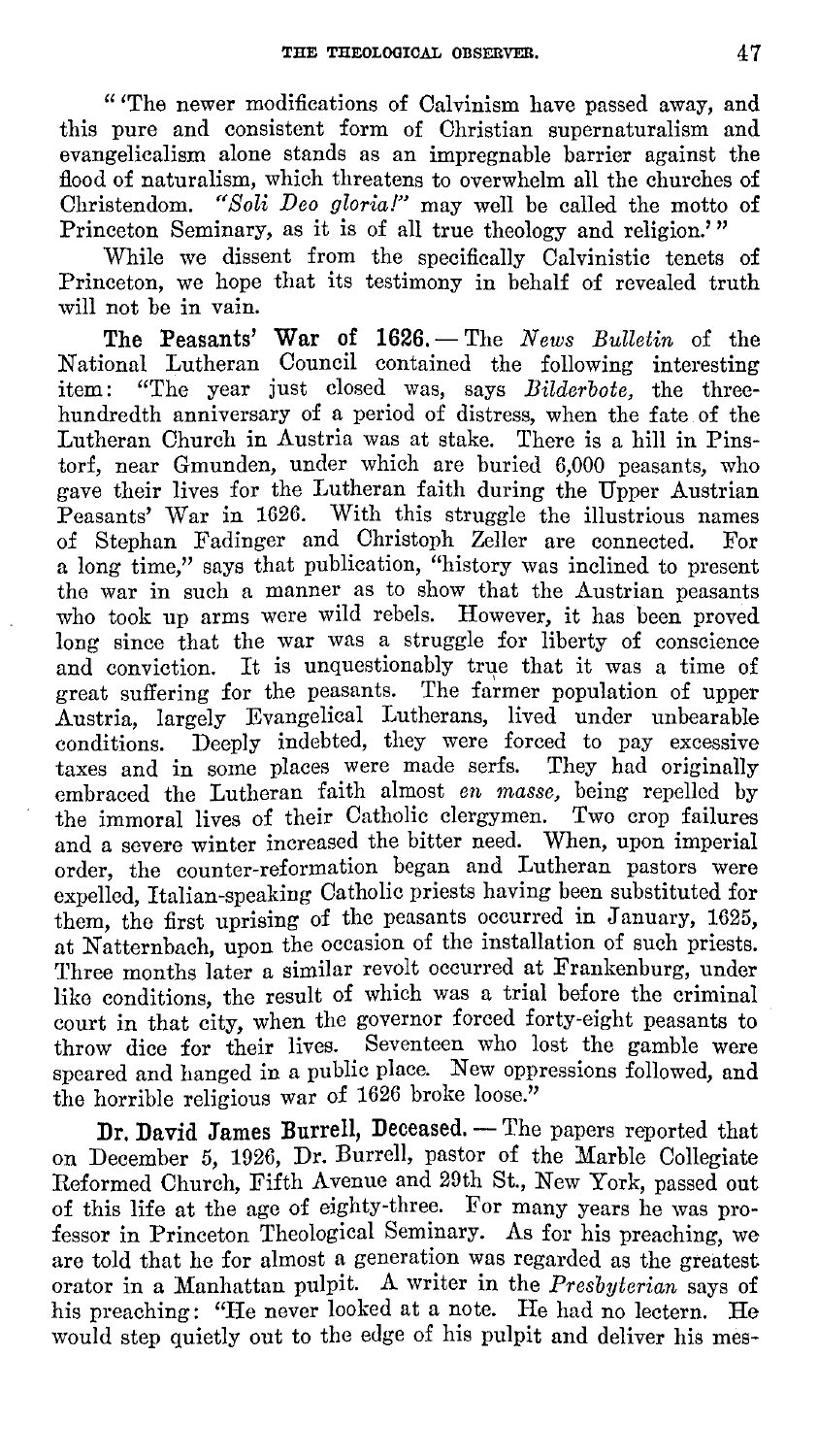"'The newer modifications of Calvinism have passed away, and this pure and consistent form of Christian supernaturalism and evangelicalism alone stands as an impregnable barrier against the flood of naturalism, which threatens to overwhelm all the churches of Christendom. *"Soli Deo gloria!"* may well be called the motto of Princeton Seminary, as it is of all true theology and religion.'"

While we dissent from the specifically Calvinistic tenets of Princeton, we hope that its testimony in behalf of revealed truth will not be in vain.

**The Peasants' War of 1626.** — The *News Bulletin* of the National Lutheran Council contained the following interesting item: "The year just closed was, says *Bilderbote*, the three-hundredth anniversary of a period of distress, when the fate of the Lutheran Church in Austria was at stake. There is a hill in Pinstorf, near Gmunden, under which are buried 6,000 peasants, who gave their lives for the Lutheran faith during the Upper Austrian Peasants' War in 1626. With this struggle the illustrious names of Stephan Fadinger and Christoph Zeller are connected. For a long time," says that publication, "history was inclined to present the war in such a manner as to show that the Austrian peasants who took up arms were wild rebels. However, it has been proved long since that the war was a struggle for liberty of conscience and conviction. It is unquestionably true that it was a time of great suffering for the peasants. The farmer population of upper Austria, largely Evangelical Lutherans, lived under unbearable conditions. Deeply indebted, they were forced to pay excessive taxes and in some places were made serfs. They had originally embraced the Lutheran faith almost *en masse*, being repelled by the immoral lives of their Catholic clergymen. Two crop failures and a severe winter increased the bitter need. When, upon imperial order, the counter-reformation began and Lutheran pastors were expelled, Italian-speaking Catholic priests having been substituted for them, the first uprising of the peasants occurred in January, 1625, at Natternbach, upon the occasion of the installation of such priests. Three months later a similar revolt occurred at Frankenburg, under like conditions, the result of which was a trial before the criminal court in that city, when the governor forced forty-eight peasants to throw dice for their lives. Seventeen who lost the gamble were speared and hanged in a public place. New oppressions followed, and the horrible religious war of 1626 broke loose."

**Dr. David James Burrell, Deceased.** — The papers reported that on December 5, 1926, Dr. Burrell, pastor of the Marble Collegiate Reformed Church, Fifth Avenue and 29th St., New York, passed out of this life at the age of eighty-three. For many years he was professor in Princeton Theological Seminary. As for his preaching, we are told that he for almost a generation was regarded as the greatest orator in a Manhattan pulpit. A writer in the *Presbyterian* says of his preaching: "He never looked at a note. He had no lectern. He would step quietly out to the edge of his pulpit and deliver his mes-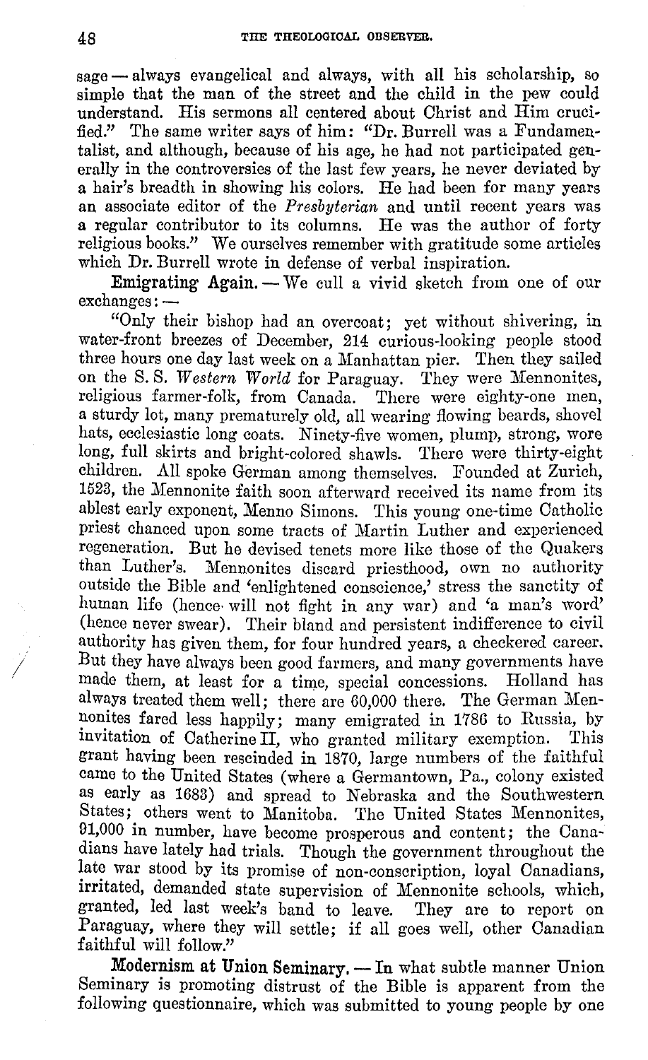sage — always evangelical and always, with all his scholarship, so simple that the man of the street and the child in the pew could understand. His sermons all centered about Christ and Him crucified." The same writer says of him: "Dr. Burrell was a Fundamentalist, and although, because of his age, he had not participated generally in the controversies of the last few years, he never deviated by a hair's breadth in showing his colors. He had been for many years an associate editor of the *Presbyterian* and until recent years was a regular contributor to its columns. He was the author of forty religious books." We ourselves remember with gratitude some articles which Dr. Burrell wrote in defense of verbal inspiration.

**Emigrating Again.** — We cull a vivid sketch from one of our exchanges: —

"Only their bishop had an overcoat; yet without shivering, in water-front breezes of December, 214 curious-looking people stood three hours one day last week on a Manhattan pier. Then they sailed on the S. S. *Western World* for Paraguay. They were Mennonites, religious farmer-folk, from Canada. There were eighty-one men, a sturdy lot, many prematurely old, all wearing flowing beards, shovel hats, ecclesiastic long coats. Ninety-five women, plump, strong, wore long, full skirts and bright-colored shawls. There were thirty-eight children. All spoke German among themselves. Founded at Zurich, 1523, the Mennonite faith soon afterward received its name from its ablest early exponent, Menno Simons. This young one-time Catholic priest chanced upon some tracts of Martin Luther and experienced regeneration. But he devised tenets more like those of the Quakers than Luther's. Mennonites discard priesthood, own no authority outside the Bible and 'enlightened conscience,' stress the sanctity of human life (hence will not fight in any war) and 'a man's word' (hence never swear). Their bland and persistent indifference to civil authority has given them, for four hundred years, a checkered career. But they have always been good farmers, and many governments have made them, at least for a time, special concessions. Holland has always treated them well; there are 60,000 there. The German Mennonites fared less happily; many emigrated in 1786 to Russia, by invitation of Catherine II, who granted military exemption. This grant having been rescinded in 1870, large numbers of the faithful came to the United States (where a Germantown, Pa., colony existed as early as 1683) and spread to Nebraska and the Southwestern States; others went to Manitoba. The United States Mennonites, 91,000 in number, have become prosperous and content; the Canadians have lately had trials. Though the government throughout the late war stood by its promise of non-conscription, loyal Canadians, irritated, demanded state supervision of Mennonite schools, which, granted, led last week's band to leave. They are to report on Paraguay, where they will settle; if all goes well, other Canadian faithful will follow."

**Modernism at Union Seminary.** — In what subtle manner Union Seminary is promoting distrust of the Bible is apparent from the following questionnaire, which was submitted to young people by one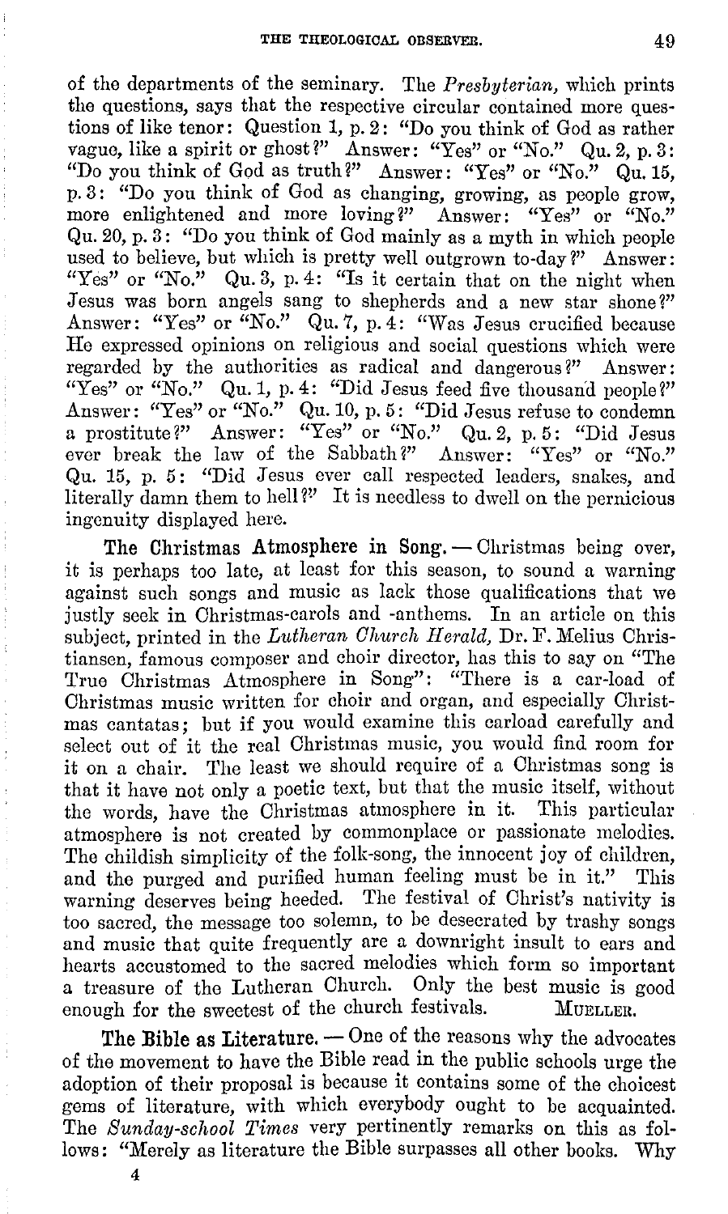of the departments of the seminary. The *Presbyterian,* which prints the questions, says that the respective circular contained more questions of like tenor: Question 1, p. 2: "Do you think of God as rather vague, like a spirit or ghost?" Answer: "Yes" or "No." Qu. 2, p. 3: "Do you think of God as truth?" Answer: "Yes" or "No." Qu. 15, p. 3: "Do you think of God as changing, growing, as people grow, more enlightened and more loving?" Answer: "Yes" or "No." Qu. 20, p. 3: "Do you think of God mainly as a myth in which people used to believe, but which is pretty well outgrown to-day?" Answer: "Yes" or "No." Qu. 3, p. 4: "Is it certain that on the night when Jesus was born angels sang to shepherds and a new star shone?" Answer: "Yes" or "No." Qu. 7, p. 4: "Was Jesus crucified because He expressed opinions on religious and social questions which were regarded by the authorities as radical and dangerous?" Answer: "Yes" or "No." Qu. 1, p. 4: "Did Jesus feed five thousand people?" Answer: "Yes" or "No." Qu. 10, p. 5: "Did Jesus refuse to condemn a prostitute?" Answer: "Yes" or "No." Qu. 2, p. 5: "Did Jesus ever break the law of the Sabbath?" Answer: "Yes" or "No." Qu. 15, p. 5: "Did Jesus ever call respected leaders, snakes, and literally damn them to hell?" It is needless to dwell on the pernicious ingenuity displayed here.

**The Christmas Atmosphere in Song.** — Christmas being over, it is perhaps too late, at least for this season, to sound a warning against such songs and music as lack those qualifications that we justly seek in Christmas-carols and -anthems. In an article on this subject, printed in the *Lutheran Church Herald,* Dr. F. Melius Christiansen, famous composer and choir director, has this to say on "The True Christmas Atmosphere in Song": "There is a car-load of Christmas music written for choir and organ, and especially Christmas cantatas; but if you would examine this carload carefully and select out of it the real Christmas music, you would find room for it on a chair. The least we should require of a Christmas song is that it have not only a poetic text, but that the music itself, without the words, have the Christmas atmosphere in it. This particular atmosphere is not created by commonplace or passionate melodies. The childish simplicity of the folk-song, the innocent joy of children, and the purged and purified human feeling must be in it." This warning deserves being heeded. The festival of Christ's nativity is too sacred, the message too solemn, to be desecrated by trashy songs and music that quite frequently are a downright insult to ears and hearts accustomed to the sacred melodies which form so important a treasure of the Lutheran Church. Only the best music is good enough for the sweetest of the church festivals. MUELLER.

**The Bible as Literature.** — One of the reasons why the advocates of the movement to have the Bible read in the public schools urge the adoption of their proposal is because it contains some of the choicest gems of literature, with which everybody ought to be acquainted. The *Sunday-school Times* very pertinently remarks on this as follows: "Merely as literature the Bible surpasses all other books. Why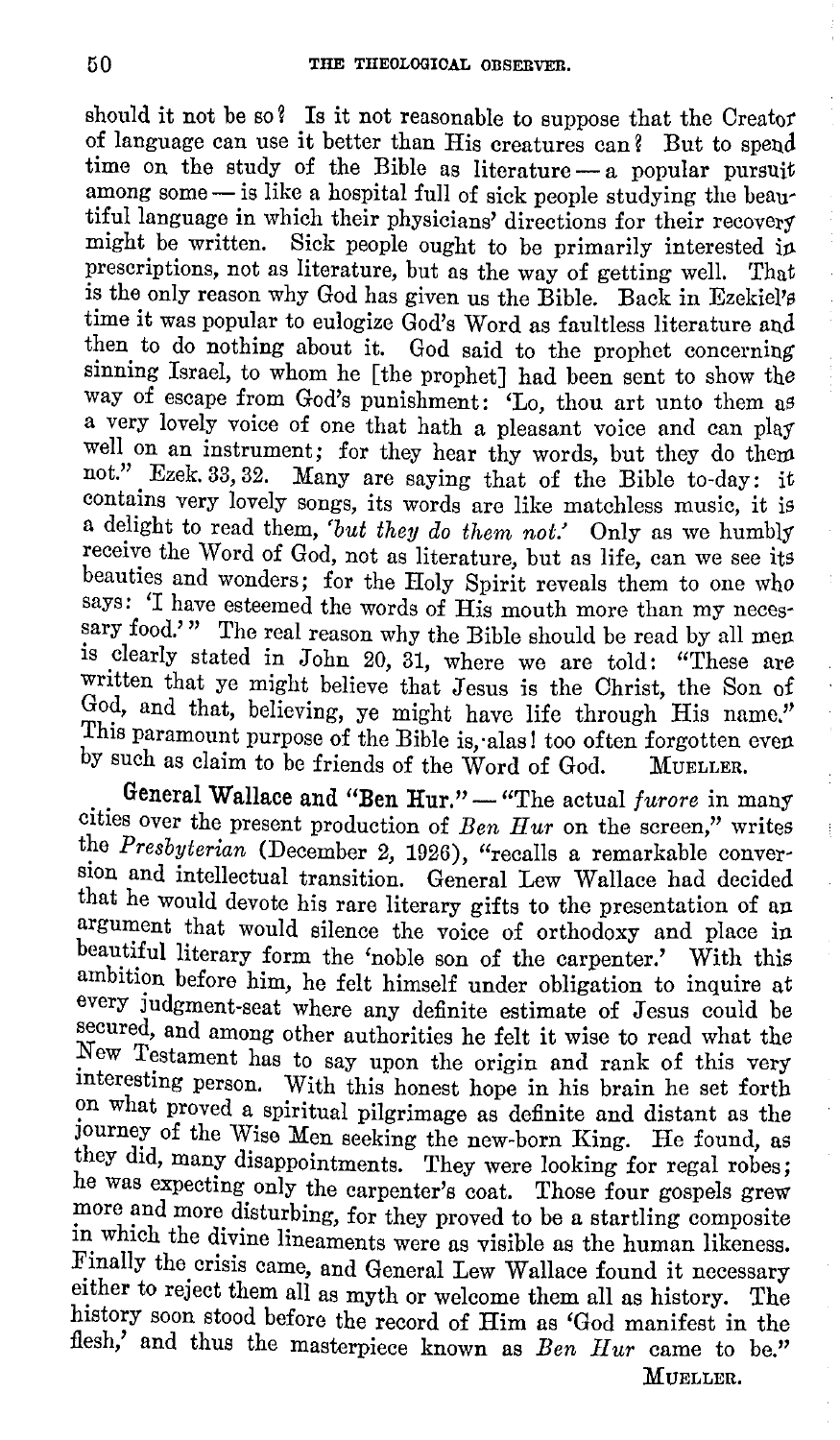should it not be so? Is it not reasonable to suppose that the Creator of language can use it better than His creatures can? But to spend time on the study of the Bible as literature — a popular pursuit among some — is like a hospital full of sick people studying the beautiful language in which their physicians' directions for their recovery might be written. Sick people ought to be primarily interested in prescriptions, not as literature, but as the way of getting well. That is the only reason why God has given us the Bible. Back in Ezekiel's time it was popular to eulogize God's Word as faultless literature and then to do nothing about it. God said to the prophet concerning sinning Israel, to whom he [the prophet] had been sent to show the way of escape from God's punishment: 'Lo, thou art unto them as a very lovely voice of one that hath a pleasant voice and can play well on an instrument; for they hear thy words, but they do them not." Ezek. 33, 32. Many are saying that of the Bible to-day: it contains very lovely songs, its words are like matchless music, it is a delight to read them, *'but they do them not.'* Only as we humbly receive the Word of God, not as literature, but as life, can we see its beauties and wonders; for the Holy Spirit reveals them to one who says: 'I have esteemed the words of His mouth more than my necessary food.'" The real reason why the Bible should be read by all men is clearly stated in John 20, 31, where we are told: "These are written that ye might believe that Jesus is the Christ, the Son of God, and that, believing, ye might have life through His name." This paramount purpose of the Bible is, alas! too often forgotten even by such as claim to be friends of the Word of God. MUELLER.

**General Wallace and "Ben Hur."** — "The actual *furore* in many cities over the present production of *Ben Hur* on the screen," writes the *Presbyterian* (December 2, 1926), "recalls a remarkable conversion and intellectual transition. General Lew Wallace had decided that he would devote his rare literary gifts to the presentation of an argument that would silence the voice of orthodoxy and place in beautiful literary form the 'noble son of the carpenter.' With this ambition before him, he felt himself under obligation to inquire at every judgment-seat where any definite estimate of Jesus could be secured, and among other authorities he felt it wise to read what the New Testament has to say upon the origin and rank of this very interesting person. With this honest hope in his brain he set forth on what proved a spiritual pilgrimage as definite and distant as the journey of the Wise Men seeking the new-born King. He found, as they did, many disappointments. They were looking for regal robes; he was expecting only the carpenter's coat. Those four gospels grew more and more disturbing, for they proved to be a startling composite in which the divine lineaments were as visible as the human likeness. Finally the crisis came, and General Lew Wallace found it necessary either to reject them all as myth or welcome them all as history. The history soon stood before the record of Him as 'God manifest in the flesh,' and thus the masterpiece known as *Ben Hur* came to be."

MUELLER.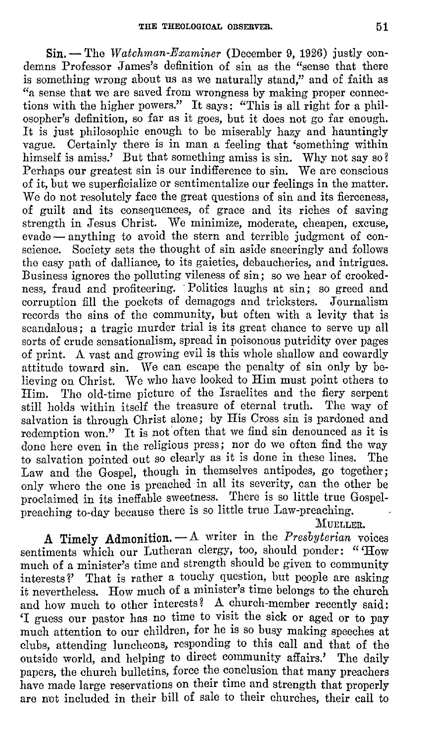**Sin.** — The *Watchman-Examiner* (December 9, 1926) justly condemns Professor James's definition of sin as the "sense that there is something wrong about us as we naturally stand," and of faith as "a sense that we are saved from wrongness by making proper connections with the higher powers." It says: "This is all right for a philosopher's definition, so far as it goes, but it does not go far enough. It is just philosophic enough to be miserably hazy and hauntingly vague. Certainly there is in man a feeling that 'something within himself is amiss.' But that something amiss is sin. Why not say so? Perhaps our greatest sin is our indifference to sin. We are conscious of it, but we superficialize or sentimentalize our feelings in the matter. We do not resolutely face the great questions of sin and its fierceness, of guilt and its consequences, of grace and its riches of saving strength in Jesus Christ. We minimize, moderate, cheapen, excuse, evade — anything to avoid the stern and terrible judgment of conscience. Society sets the thought of sin aside sneeringly and follows the easy path of dalliance, to its gaieties, debaucheries, and intrigues. Business ignores the polluting vileness of sin; so we hear of crookedness, fraud and profiteering. Politics laughs at sin; so greed and corruption fill the pockets of demagogs and tricksters. Journalism records the sins of the community, but often with a levity that is scandalous; a tragic murder trial is its great chance to serve up all sorts of crude sensationalism, spread in poisonous putridity over pages of print. A vast and growing evil is this whole shallow and cowardly attitude toward sin. We can escape the penalty of sin only by believing on Christ. We who have looked to Him must point others to Him. The old-time picture of the Israelites and the fiery serpent still holds within itself the treasure of eternal truth. The way of salvation is through Christ alone; by His Cross sin is pardoned and redemption won." It is not often that we find sin denounced as it is done here even in the religious press; nor do we often find the way to salvation pointed out so clearly as it is done in these lines. The Law and the Gospel, though in themselves antipodes, go together; only where the one is preached in all its severity, can the other be proclaimed in its ineffable sweetness. There is so little true Gospel-preaching to-day because there is so little true Law-preaching.

MUELLER.

**A Timely Admonition.** — A writer in the *Presbyterian* voices sentiments which our Lutheran clergy, too, should ponder: "'How much of a minister's time and strength should be given to community interests?' That is rather a touchy question, but people are asking it nevertheless. How much of a minister's time belongs to the church and how much to other interests? A church-member recently said: 'I guess our pastor has no time to visit the sick or aged or to pay much attention to our children, for he is so busy making speeches at clubs, attending luncheons, responding to this call and that of the outside world, and helping to direct community affairs.' The daily papers, the church bulletins, force the conclusion that many preachers have made large reservations on their time and strength that properly are not included in their bill of sale to their churches, their call to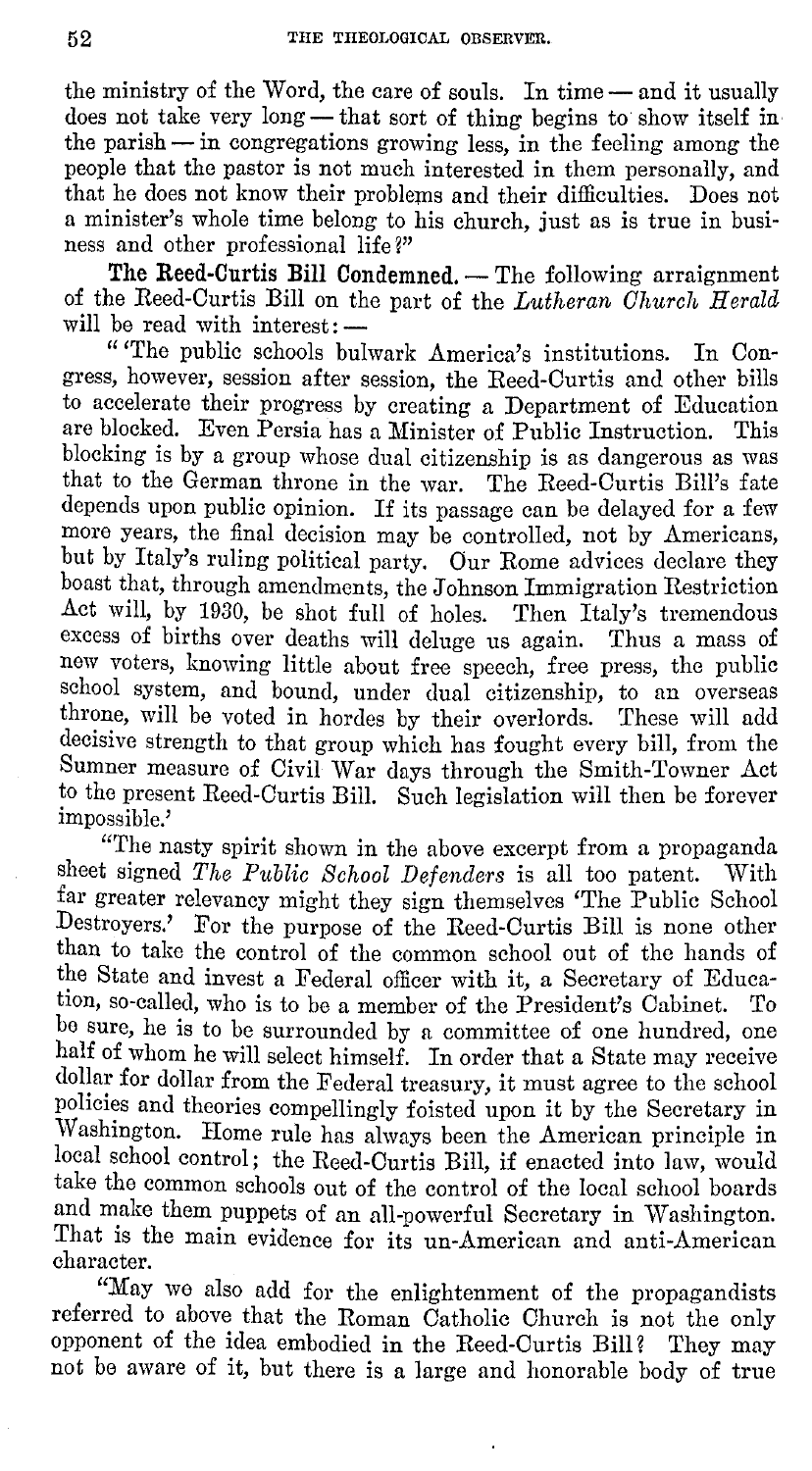the ministry of the Word, the care of souls. In time — and it usually does not take very long — that sort of thing begins to show itself in the parish — in congregations growing less, in the feeling among the people that the pastor is not much interested in them personally, and that he does not know their problems and their difficulties. Does not a minister's whole time belong to his church, just as is true in business and other professional life?"

**The Reed-Curtis Bill Condemned.** — The following arraignment of the Reed-Curtis Bill on the part of the *Lutheran Church Herald* will be read with interest: —

"'The public schools bulwark America's institutions. In Congress, however, session after session, the Reed-Curtis and other bills to accelerate their progress by creating a Department of Education are blocked. Even Persia has a Minister of Public Instruction. This blocking is by a group whose dual citizenship is as dangerous as was that to the German throne in the war. The Reed-Curtis Bill's fate depends upon public opinion. If its passage can be delayed for a few more years, the final decision may be controlled, not by Americans, but by Italy's ruling political party. Our Rome advices declare they boast that, through amendments, the Johnson Immigration Restriction Act will, by 1930, be shot full of holes. Then Italy's tremendous excess of births over deaths will deluge us again. Thus a mass of new voters, knowing little about free speech, free press, the public school system, and bound, under dual citizenship, to an overseas throne, will be voted in hordes by their overlords. These will add decisive strength to that group which has fought every bill, from the Sumner measure of Civil War days through the Smith-Towner Act to the present Reed-Curtis Bill. Such legislation will then be forever impossible.'

"The nasty spirit shown in the above excerpt from a propaganda sheet signed *The Public School Defenders* is all too patent. With far greater relevancy might they sign themselves 'The Public School Destroyers.' For the purpose of the Reed-Curtis Bill is none other than to take the control of the common school out of the hands of the State and invest a Federal officer with it, a Secretary of Education, so-called, who is to be a member of the President's Cabinet. To be sure, he is to be surrounded by a committee of one hundred, one half of whom he will select himself. In order that a State may receive dollar for dollar from the Federal treasury, it must agree to the school policies and theories compellingly foisted upon it by the Secretary in Washington. Home rule has always been the American principle in local school control; the Reed-Curtis Bill, if enacted into law, would take the common schools out of the control of the local school boards and make them puppets of an all-powerful Secretary in Washington. That is the main evidence for its un-American and anti-American character.

"May we also add for the enlightenment of the propagandists referred to above that the Roman Catholic Church is not the only opponent of the idea embodied in the Reed-Curtis Bill? They may not be aware of it, but there is a large and honorable body of true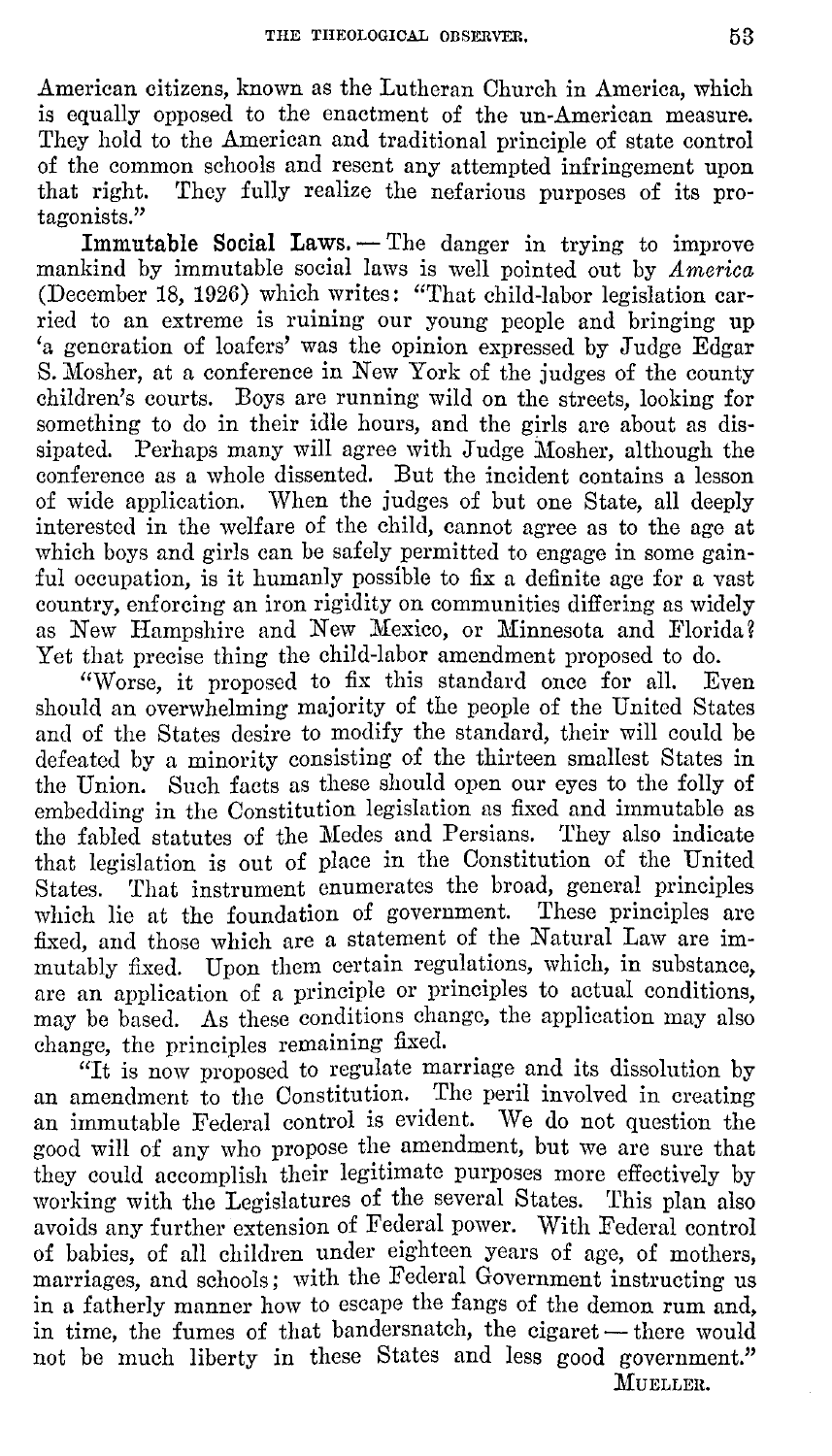American citizens, known as the Lutheran Church in America, which is equally opposed to the enactment of the un-American measure. They hold to the American and traditional principle of state control of the common schools and resent any attempted infringement upon that right. They fully realize the nefarious purposes of its protagonists."

**Immutable Social Laws.** — The danger in trying to improve mankind by immutable social laws is well pointed out by *America* (December 18, 1926) which writes: "That child-labor legislation carried to an extreme is ruining our young people and bringing up 'a generation of loafers' was the opinion expressed by Judge Edgar S. Mosher, at a conference in New York of the judges of the county children's courts. Boys are running wild on the streets, looking for something to do in their idle hours, and the girls are about as dissipated. Perhaps many will agree with Judge Mosher, although the conference as a whole dissented. But the incident contains a lesson of wide application. When the judges of but one State, all deeply interested in the welfare of the child, cannot agree as to the age at which boys and girls can be safely permitted to engage in some gainful occupation, is it humanly possible to fix a definite age for a vast country, enforcing an iron rigidity on communities differing as widely as New Hampshire and New Mexico, or Minnesota and Florida? Yet that precise thing the child-labor amendment proposed to do.

"Worse, it proposed to fix this standard once for all. Even should an overwhelming majority of the people of the United States and of the States desire to modify the standard, their will could be defeated by a minority consisting of the thirteen smallest States in the Union. Such facts as these should open our eyes to the folly of embedding in the Constitution legislation as fixed and immutable as the fabled statutes of the Medes and Persians. They also indicate that legislation is out of place in the Constitution of the United States. That instrument enumerates the broad, general principles which lie at the foundation of government. These principles are fixed, and those which are a statement of the Natural Law are immutably fixed. Upon them certain regulations, which, in substance, are an application of a principle or principles to actual conditions, may be based. As these conditions change, the application may also change, the principles remaining fixed.

"It is now proposed to regulate marriage and its dissolution by an amendment to the Constitution. The peril involved in creating an immutable Federal control is evident. We do not question the good will of any who propose the amendment, but we are sure that they could accomplish their legitimate purposes more effectively by working with the Legislatures of the several States. This plan also avoids any further extension of Federal power. With Federal control of babies, of all children under eighteen years of age, of mothers, marriages, and schools; with the Federal Government instructing us in a fatherly manner how to escape the fangs of the demon rum and, in time, the fumes of that bandersnatch, the cigaret — there would not be much liberty in these States and less good government."

MUELLER.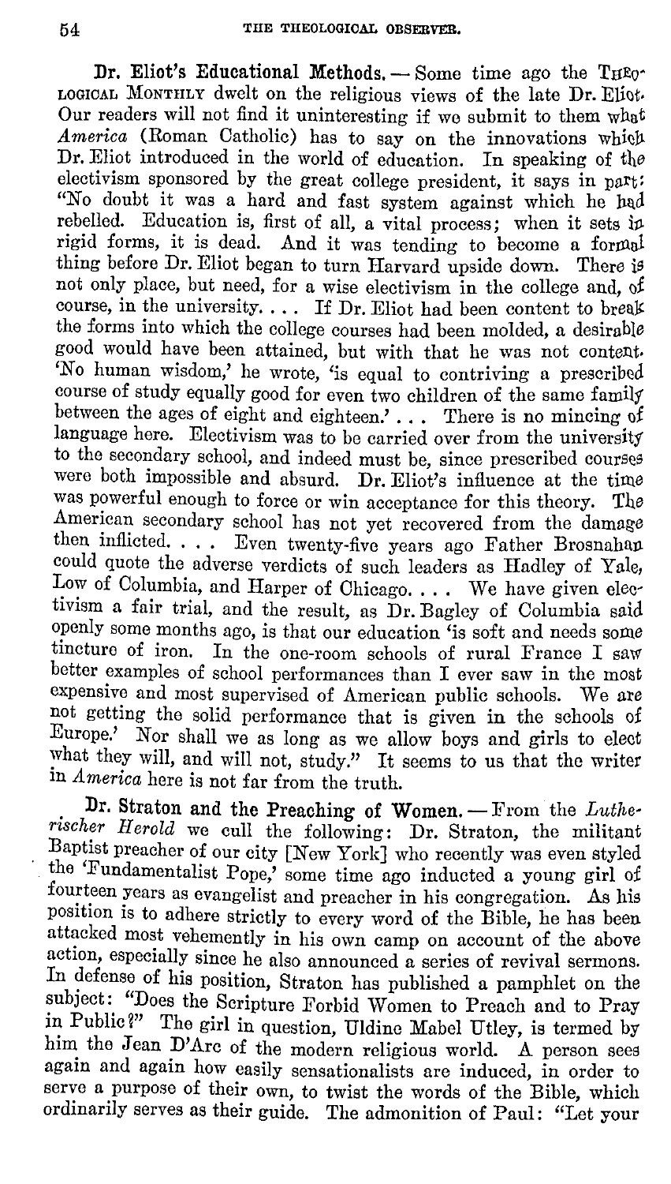**Dr. Eliot's Educational Methods.** — Some time ago the THEOLOGICAL MONTHLY dwelt on the religious views of the late Dr. Eliot. Our readers will not find it uninteresting if we submit to them what *America* (Roman Catholic) has to say on the innovations which Dr. Eliot introduced in the world of education. In speaking of the electivism sponsored by the great college president, it says in part: "No doubt it was a hard and fast system against which he had rebelled. Education is, first of all, a vital process; when it sets in rigid forms, it is dead. And it was tending to become a formal thing before Dr. Eliot began to turn Harvard upside down. There is not only place, but need, for a wise electivism in the college and, of course, in the university. . . . If Dr. Eliot had been content to break the forms into which the college courses had been molded, a desirable good would have been attained, but with that he was not content. 'No human wisdom,' he wrote, 'is equal to contriving a prescribed course of study equally good for even two children of the same family between the ages of eight and eighteen.' . . . There is no mincing of language here. Electivism was to be carried over from the university to the secondary school, and indeed must be, since prescribed courses were both impossible and absurd. Dr. Eliot's influence at the time was powerful enough to force or win acceptance for this theory. The American secondary school has not yet recovered from the damage then inflicted. . . . Even twenty-five years ago Father Brosnahan could quote the adverse verdicts of such leaders as Hadley of Yale, Low of Columbia, and Harper of Chicago. . . . We have given electivism a fair trial, and the result, as Dr. Bagley of Columbia said openly some months ago, is that our education 'is soft and needs some tincture of iron. In the one-room schools of rural France I saw better examples of school performances than I ever saw in the most expensive and most supervised of American public schools. We are not getting the solid performance that is given in the schools of Europe.' Nor shall we as long as we allow boys and girls to elect what they will, and will not, study." It seems to us that the writer in *America* here is not far from the truth.

**Dr. Straton and the Preaching of Women.** — From the *Lutherischer Herold* we cull the following: Dr. Straton, the militant Baptist preacher of our city [New York] who recently was even styled the 'Fundamentalist Pope,' some time ago inducted a young girl of fourteen years as evangelist and preacher in his congregation. As his position is to adhere strictly to every word of the Bible, he has been attacked most vehemently in his own camp on account of the above action, especially since he also announced a series of revival sermons. In defense of his position, Straton has published a pamphlet on the subject: "Does the Scripture Forbid Women to Preach and to Pray in Public?" The girl in question, Uldine Mabel Utley, is termed by him the Jean D'Arc of the modern religious world. A person sees again and again how easily sensationalists are induced, in order to serve a purpose of their own, to twist the words of the Bible, which ordinarily serves as their guide. The admonition of Paul: "Let your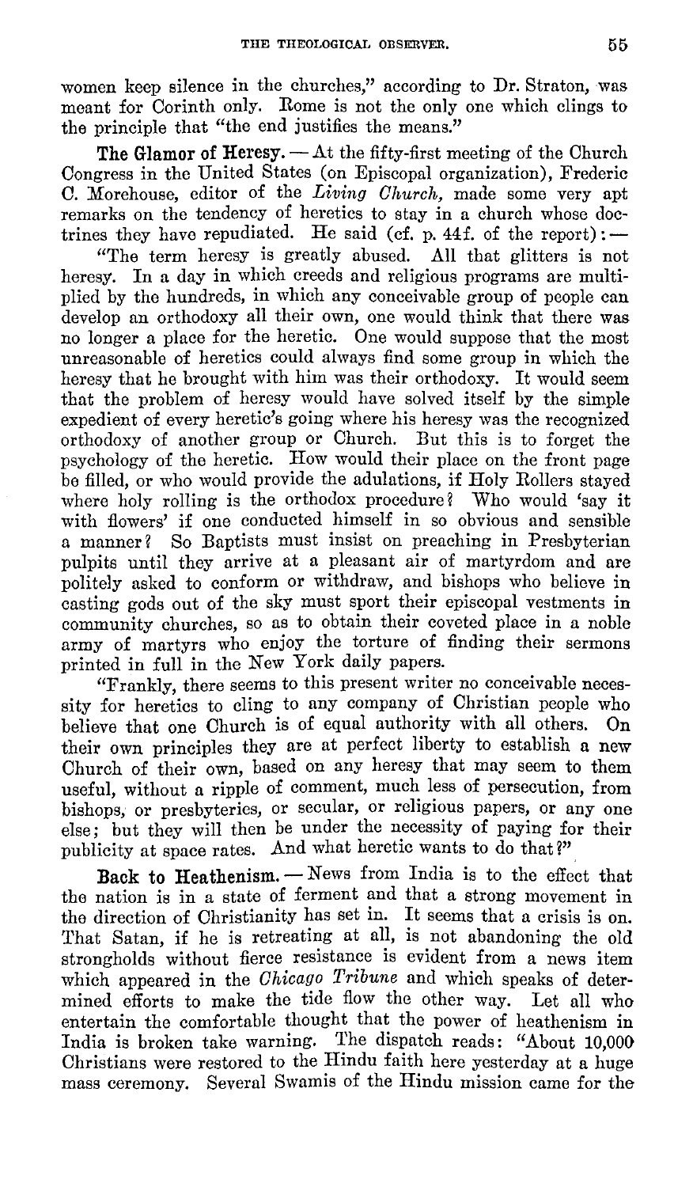women keep silence in the churches," according to Dr. Straton, was meant for Corinth only. Rome is not the only one which clings to the principle that "the end justifies the means."

**The Glamor of Heresy.** — At the fifty-first meeting of the Church Congress in the United States (on Episcopal organization), Frederic C. Morehouse, editor of the *Living Church*, made some very apt remarks on the tendency of heretics to stay in a church whose doctrines they have repudiated. He said (cf. p. 44f. of the report): —

"The term heresy is greatly abused. All that glitters is not heresy. In a day in which creeds and religious programs are multiplied by the hundreds, in which any conceivable group of people can develop an orthodoxy all their own, one would think that there was no longer a place for the heretic. One would suppose that the most unreasonable of heretics could always find some group in which the heresy that he brought with him was their orthodoxy. It would seem that the problem of heresy would have solved itself by the simple expedient of every heretic's going where his heresy was the recognized orthodoxy of another group or Church. But this is to forget the psychology of the heretic. How would their place on the front page be filled, or who would provide the adulations, if Holy Rollers stayed where holy rolling is the orthodox procedure? Who would 'say it with flowers' if one conducted himself in so obvious and sensible a manner? So Baptists must insist on preaching in Presbyterian pulpits until they arrive at a pleasant air of martyrdom and are politely asked to conform or withdraw, and bishops who believe in casting gods out of the sky must sport their episcopal vestments in community churches, so as to obtain their coveted place in a noble army of martyrs who enjoy the torture of finding their sermons printed in full in the New York daily papers.

"Frankly, there seems to this present writer no conceivable necessity for heretics to cling to any company of Christian people who believe that one Church is of equal authority with all others. On their own principles they are at perfect liberty to establish a new Church of their own, based on any heresy that may seem to them useful, without a ripple of comment, much less of persecution, from bishops, or presbyteries, or secular, or religious papers, or any one else; but they will then be under the necessity of paying for their publicity at space rates. And what heretic wants to do that?"

**Back to Heathenism.** — News from India is to the effect that the nation is in a state of ferment and that a strong movement in the direction of Christianity has set in. It seems that a crisis is on. That Satan, if he is retreating at all, is not abandoning the old strongholds without fierce resistance is evident from a news item which appeared in the *Chicago Tribune* and which speaks of determined efforts to make the tide flow the other way. Let all who entertain the comfortable thought that the power of heathenism in India is broken take warning. The dispatch reads: "About 10,000 Christians were restored to the Hindu faith here yesterday at a huge mass ceremony. Several Swamis of the Hindu mission came for the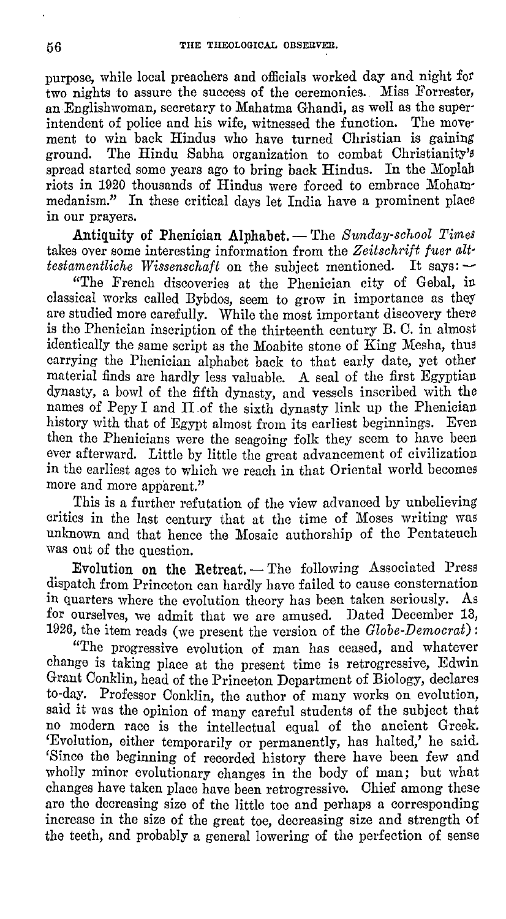purpose, while local preachers and officials worked day and night for two nights to assure the success of the ceremonies. Miss Forrester, an Englishwoman, secretary to Mahatma Ghandi, as well as the superintendent of police and his wife, witnessed the function. The movement to win back Hindus who have turned Christian is gaining ground. The Hindu Sabha organization to combat Christianity's spread started some years ago to bring back Hindus. In the Moplah riots in 1920 thousands of Hindus were forced to embrace Mohammedanism." In these critical days let India have a prominent place in our prayers.

**Antiquity of Phenician Alphabet.** — The *Sunday-school Times* takes over some interesting information from the *Zeitschrift fuer alttestamentliche Wissenschaft* on the subject mentioned. It says: —

"The French discoveries at the Phenician city of Gebal, in classical works called Bybdos, seem to grow in importance as they are studied more carefully. While the most important discovery there is the Phenician inscription of the thirteenth century B. C. in almost identically the same script as the Moabite stone of King Mesha, thus carrying the Phenician alphabet back to that early date, yet other material finds are hardly less valuable. A seal of the first Egyptian dynasty, a bowl of the fifth dynasty, and vessels inscribed with the names of Pepy I and II of the sixth dynasty link up the Phenician history with that of Egypt almost from its earliest beginnings. Even then the Phenicians were the seagoing folk they seem to have been ever afterward. Little by little the great advancement of civilization in the earliest ages to which we reach in that Oriental world becomes more and more apparent."

This is a further refutation of the view advanced by unbelieving critics in the last century that at the time of Moses writing was unknown and that hence the Mosaic authorship of the Pentateuch was out of the question.

**Evolution on the Retreat.** — The following Associated Press dispatch from Princeton can hardly have failed to cause consternation in quarters where the evolution theory has been taken seriously. As for ourselves, we admit that we are amused. Dated December 13, 1926, the item reads (we present the version of the *Globe-Democrat*):

"The progressive evolution of man has ceased, and whatever change is taking place at the present time is retrogressive, Edwin Grant Conklin, head of the Princeton Department of Biology, declares to-day. Professor Conklin, the author of many works on evolution, said it was the opinion of many careful students of the subject that no modern race is the intellectual equal of the ancient Greek. 'Evolution, either temporarily or permanently, has halted,' he said. 'Since the beginning of recorded history there have been few and wholly minor evolutionary changes in the body of man; but what changes have taken place have been retrogressive. Chief among these are the decreasing size of the little toe and perhaps a corresponding increase in the size of the great toe, decreasing size and strength of the teeth, and probably a general lowering of the perfection of sense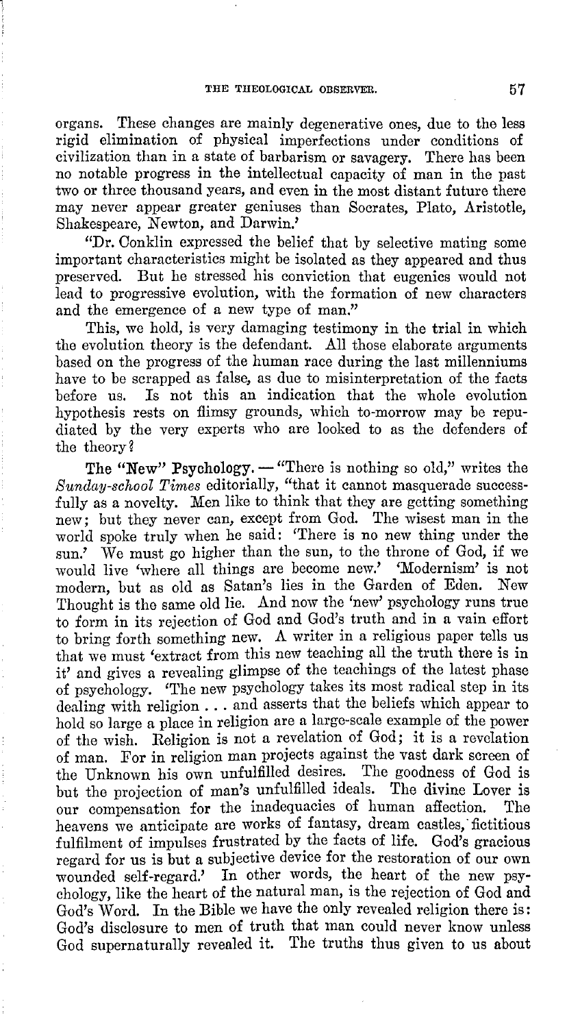organs. These changes are mainly degenerative ones, due to the less rigid elimination of physical imperfections under conditions of civilization than in a state of barbarism or savagery. There has been no notable progress in the intellectual capacity of man in the past two or three thousand years, and even in the most distant future there may never appear greater geniuses than Socrates, Plato, Aristotle, Shakespeare, Newton, and Darwin.'

"Dr. Conklin expressed the belief that by selective mating some important characteristics might be isolated as they appeared and thus preserved. But he stressed his conviction that eugenics would not lead to progressive evolution, with the formation of new characters and the emergence of a new type of man."

This, we hold, is very damaging testimony in the trial in which the evolution theory is the defendant. All those elaborate arguments based on the progress of the human race during the last millenniums have to be scrapped as false, as due to misinterpretation of the facts before us. Is not this an indication that the whole evolution hypothesis rests on flimsy grounds, which to-morrow may be repudiated by the very experts who are looked to as the defenders of the theory?

**The "New" Psychology.** — "There is nothing so old," writes the *Sunday-school Times* editorially, "that it cannot masquerade successfully as a novelty. Men like to think that they are getting something new; but they never can, except from God. The wisest man in the world spoke truly when he said: 'There is no new thing under the sun.' We must go higher than the sun, to the throne of God, if we would live 'where all things are become new.' 'Modernism' is not modern, but as old as Satan's lies in the Garden of Eden. New Thought is the same old lie. And now the 'new' psychology runs true to form in its rejection of God and God's truth and in a vain effort to bring forth something new. A writer in a religious paper tells us that we must 'extract from this new teaching all the truth there is in it' and gives a revealing glimpse of the teachings of the latest phase of psychology. 'The new psychology takes its most radical step in its dealing with religion . . . and asserts that the beliefs which appear to hold so large a place in religion are a large-scale example of the power of the wish. Religion is not a revelation of God; it is a revelation of man. For in religion man projects against the vast dark screen of the Unknown his own unfulfilled desires. The goodness of God is but the projection of man's unfulfilled ideals. The divine Lover is our compensation for the inadequacies of human affection. The heavens we anticipate are works of fantasy, dream castles, fictitious fulfilment of impulses frustrated by the facts of life. God's gracious regard for us is but a subjective device for the restoration of our own wounded self-regard.' In other words, the heart of the new psychology, like the heart of the natural man, is the rejection of God and God's Word. In the Bible we have the only revealed religion there is: God's disclosure to men of truth that man could never know unless God supernaturally revealed it. The truths thus given to us about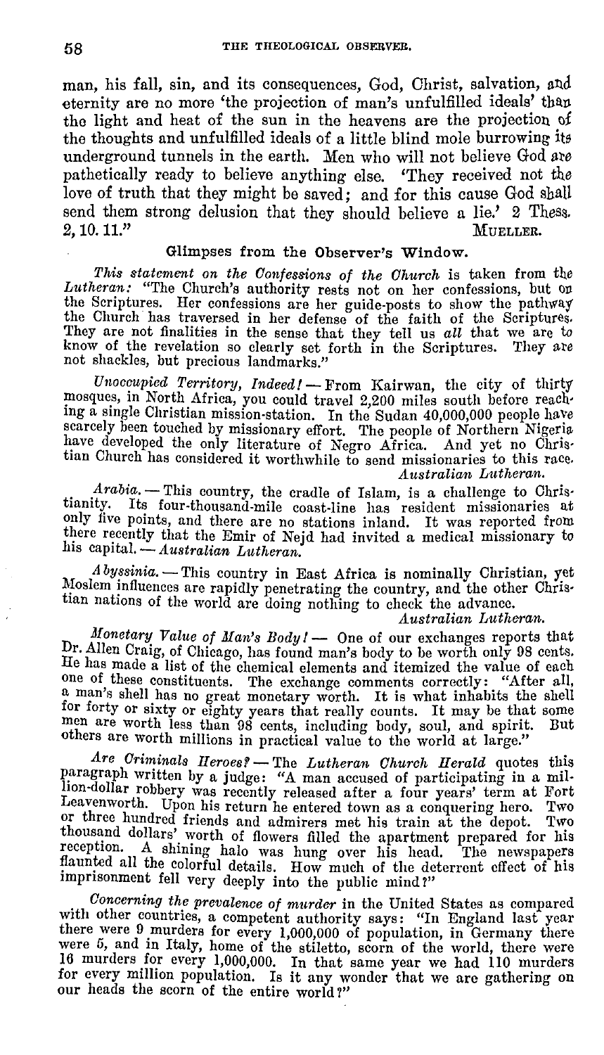man, his fall, sin, and its consequences, God, Christ, salvation, and eternity are no more 'the projection of man's unfulfilled ideals' than the light and heat of the sun in the heavens are the projection of the thoughts and unfulfilled ideals of a little blind mole burrowing its underground tunnels in the earth. Men who will not believe God are pathetically ready to believe anything else. 'They received not the love of truth that they might be saved; and for this cause God shall send them strong delusion that they should believe a lie.' 2 Thess. 2, 10. 11."

MUELLER.

## Glimpses from the Observer's Window.

*This statement on the Confessions of the Church* is taken from the *Lutheran:* "The Church's authority rests not on her confessions, but on the Scriptures. Her confessions are her guide-posts to show the pathway the Church has traversed in her defense of the faith of the Scriptures. They are not finalities in the sense that they tell us *all* that we are to know of the revelation so clearly set forth in the Scriptures. They are not shackles, but precious landmarks."

*Unoccupied Territory, Indeed!* — From Kairwan, the city of thirty mosques, in North Africa, you could travel 2,200 miles south before reaching a single Christian mission-station. In the Sudan 40,000,000 people have scarcely been touched by missionary effort. The people of Northern Nigeria have developed the only literature of Negro Africa. And yet no Christian Church has considered it worthwhile to send missionaries to this race. *Australian Lutheran.*

*Arabia.* — This country, the cradle of Islam, is a challenge to Christianity. Its four-thousand-mile coast-line has resident missionaries at only five points, and there are no stations inland. It was reported from there recently that the Emir of Nejd had invited a medical missionary to his capital. — *Australian Lutheran.*

*Abyssinia.* — This country in East Africa is nominally Christian, yet Moslem influences are rapidly penetrating the country, and the other Christian nations of the world are doing nothing to check the advance. *Australian Lutheran.*

*Monetary Value of Man's Body!* — One of our exchanges reports that Dr. Allen Craig, of Chicago, has found man's body to be worth only 98 cents. He has made a list of the chemical elements and itemized the value of each one of these constituents. The exchange comments correctly: "After all, a man's shell has no great monetary worth. It is what inhabits the shell for forty or sixty or eighty years that really counts. It may be that some men are worth less than 98 cents, including body, soul, and spirit. But others are worth millions in practical value to the world at large."

*Are Criminals Heroes?* — The *Lutheran Church Herald* quotes this paragraph written by a judge: "A man accused of participating in a million-dollar robbery was recently released after a four years' term at Fort Leavenworth. Upon his return he entered town as a conquering hero. Two or three hundred friends and admirers met his train at the depot. Two thousand dollars' worth of flowers filled the apartment prepared for his reception. A shining halo was hung over his head. The newspapers flaunted all the colorful details. How much of the deterrent effect of his imprisonment fell very deeply into the public mind?"

*Concerning the prevalence of murder* in the United States as compared with other countries, a competent authority says: "In England last year there were 9 murders for every 1,000,000 of population, in Germany there were 5, and in Italy, home of the stiletto, scorn of the world, there were 16 murders for every 1,000,000. In that same year we had 110 murders for every million population. Is it any wonder that we are gathering on our heads the scorn of the entire world?"